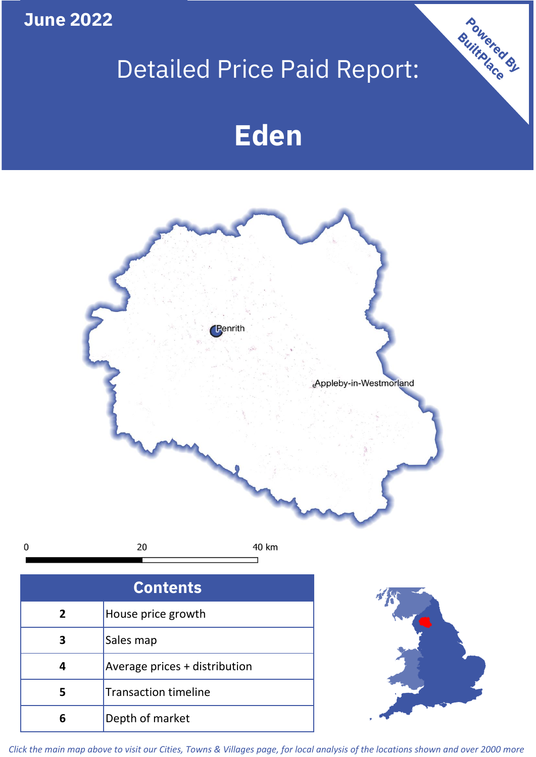**June 2022**

# Detailed Price Paid Report:

# Eden

Powered By BuiltPlace

Penrith

Appleby-in-Westmorland

0 20 40 km

| Contents | |
|---|---|
| 2 | House price growth |
| 3 | Sales map |
| 4 | Average prices + distribution |
| 5 | Transaction timeline |
| 6 | Depth of market |

*Click the main map above to visit our Cities, Towns & Villages page, for local analysis of the locations shown and over 2000 more*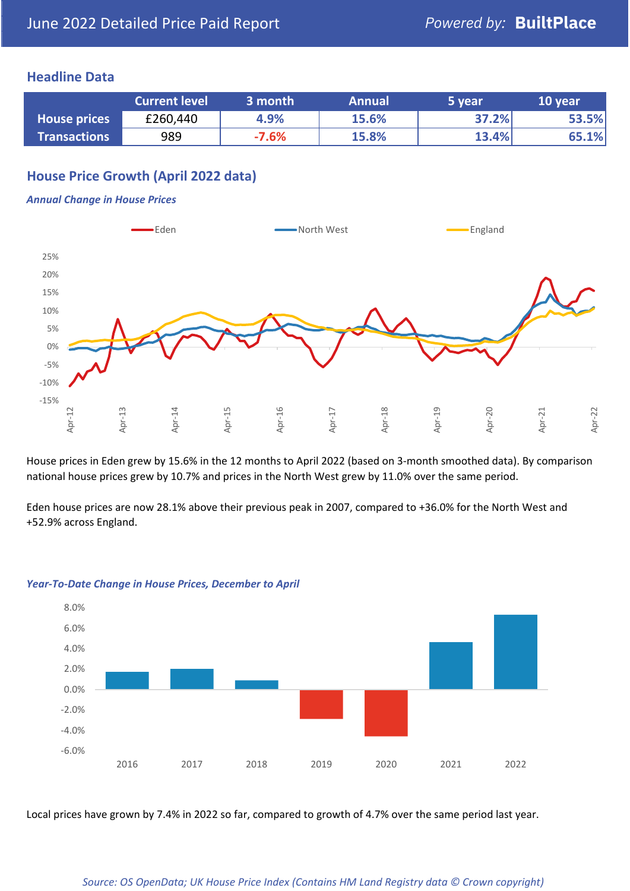June 2022 Detailed Price Paid Report

Powered by: **BuiltPlace**

## Headline Data

| | Current level | 3 month | Annual | 5 year | 10 year |
|---|---|---|---|---|---|
| **House prices** | £260,440 | 4.9% | 15.6% | 37.2% | 53.5% |
| **Transactions** | 989 | -7.6% | 15.8% | 13.4% | 65.1% |

## House Price Growth (April 2022 data)

### *Annual Change in House Prices*

House prices in Eden grew by 15.6% in the 12 months to April 2022 (based on 3-month smoothed data). By comparison national house prices grew by 10.7% and prices in the North West grew by 11.0% over the same period.

Eden house prices are now 28.1% above their previous peak in 2007, compared to +36.0% for the North West and +52.9% across England.

### *Year-To-Date Change in House Prices, December to April*

Local prices have grown by 7.4% in 2022 so far, compared to growth of 4.7% over the same period last year.

*Source: OS OpenData; UK House Price Index (Contains HM Land Registry data © Crown copyright)*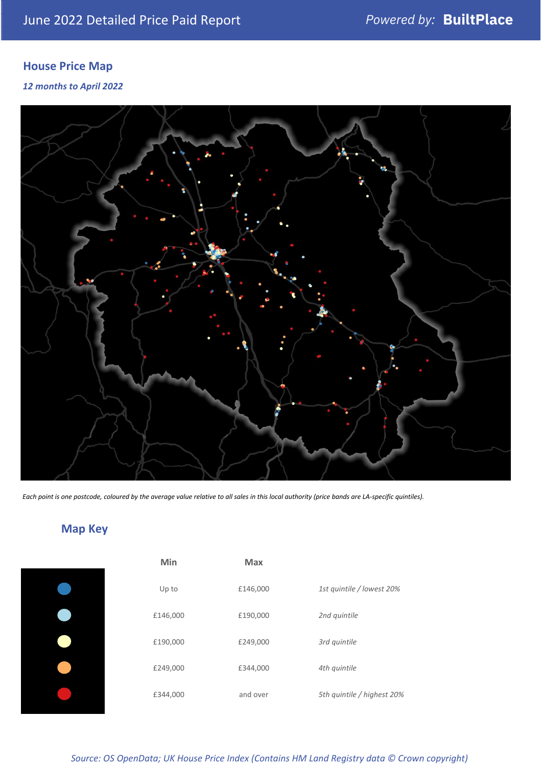## House Price Map

*12 months to April 2022*

*Each point is one postcode, coloured by the average value relative to all sales in this local authority (price bands are LA-specific quintiles).*

## Map Key

| Min | Max | |
|---|---|---|
| Up to | £146,000 | *1st quintile / lowest 20%* |
| £146,000 | £190,000 | *2nd quintile* |
| £190,000 | £249,000 | *3rd quintile* |
| £249,000 | £344,000 | *4th quintile* |
| £344,000 | and over | *5th quintile / highest 20%* |

*Source: OS OpenData; UK House Price Index (Contains HM Land Registry data © Crown copyright)*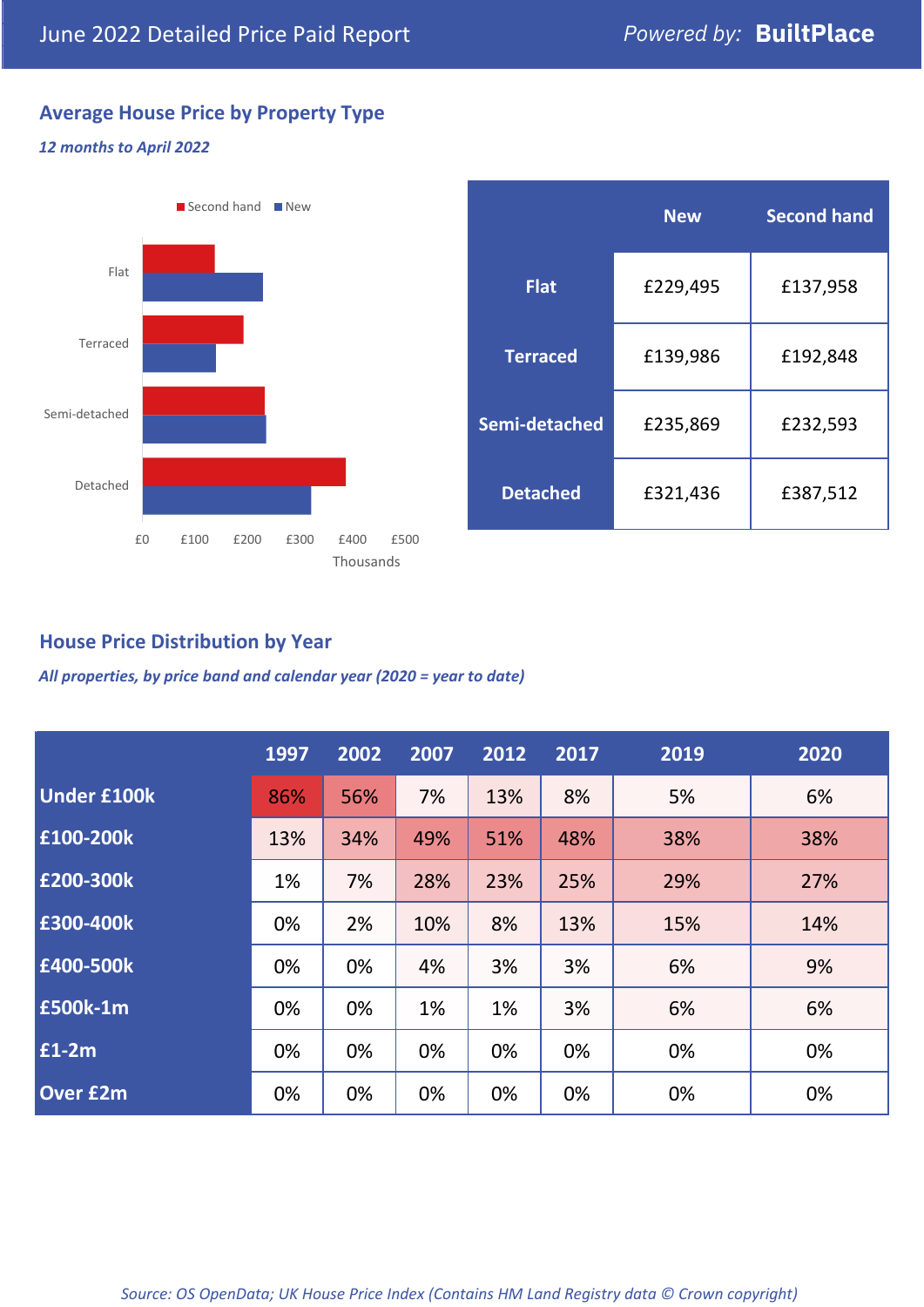June 2022 Detailed Price Paid Report — *Powered by:* **BuiltPlace**

## Average House Price by Property Type

***12 months to April 2022***

|  | New | Second hand |
|---|---|---|
| **Flat** | £229,495 | £137,958 |
| **Terraced** | £139,986 | £192,848 |
| **Semi-detached** | £235,869 | £232,593 |
| **Detached** | £321,436 | £387,512 |

## House Price Distribution by Year

***All properties, by price band and calendar year (2020 = year to date)***

|  | 1997 | 2002 | 2007 | 2012 | 2017 | 2019 | 2020 |
|---|---|---|---|---|---|---|---|
| **Under £100k** | 86% | 56% | 7% | 13% | 8% | 5% | 6% |
| **£100-200k** | 13% | 34% | 49% | 51% | 48% | 38% | 38% |
| **£200-300k** | 1% | 7% | 28% | 23% | 25% | 29% | 27% |
| **£300-400k** | 0% | 2% | 10% | 8% | 13% | 15% | 14% |
| **£400-500k** | 0% | 0% | 4% | 3% | 3% | 6% | 9% |
| **£500k-1m** | 0% | 0% | 1% | 1% | 3% | 6% | 6% |
| **£1-2m** | 0% | 0% | 0% | 0% | 0% | 0% | 0% |
| **Over £2m** | 0% | 0% | 0% | 0% | 0% | 0% | 0% |

*Source: OS OpenData; UK House Price Index (Contains HM Land Registry data © Crown copyright)*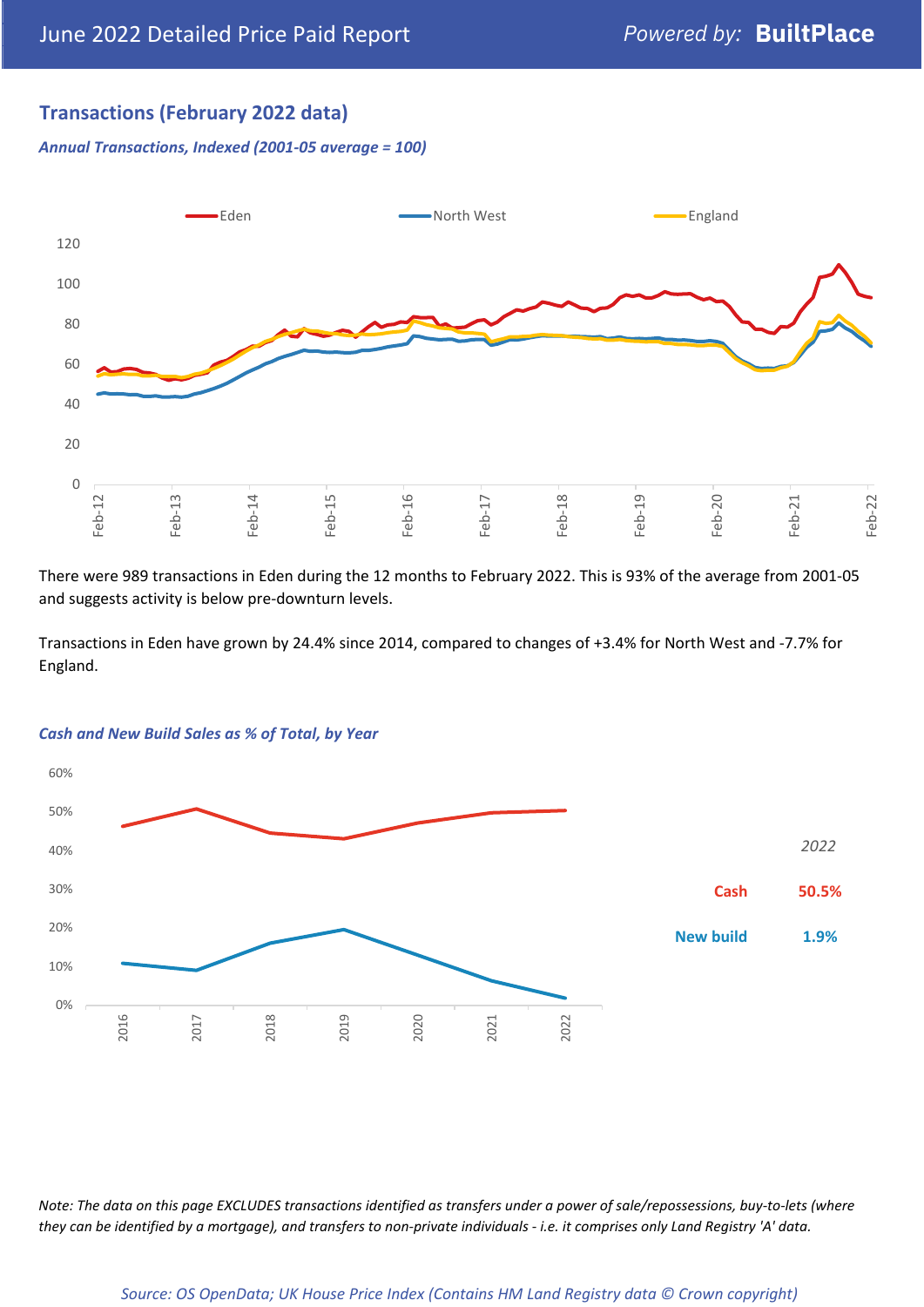# June 2022 Detailed Price Paid Report

## Transactions (February 2022 data)

*Annual Transactions, Indexed (2001-05 average = 100)*

There were 989 transactions in Eden during the 12 months to February 2022. This is 93% of the average from 2001-05 and suggests activity is below pre-downturn levels.

Transactions in Eden have grown by 24.4% since 2014, compared to changes of +3.4% for North West and -7.7% for England.

*Cash and New Build Sales as % of Total, by Year*

| | 2022 |
|---|---|
| Cash | 50.5% |
| New build | 1.9% |

*Note: The data on this page EXCLUDES transactions identified as transfers under a power of sale/repossessions, buy-to-lets (where they can be identified by a mortgage), and transfers to non-private individuals - i.e. it comprises only Land Registry 'A' data.*

*Source: OS OpenData; UK House Price Index (Contains HM Land Registry data © Crown copyright)*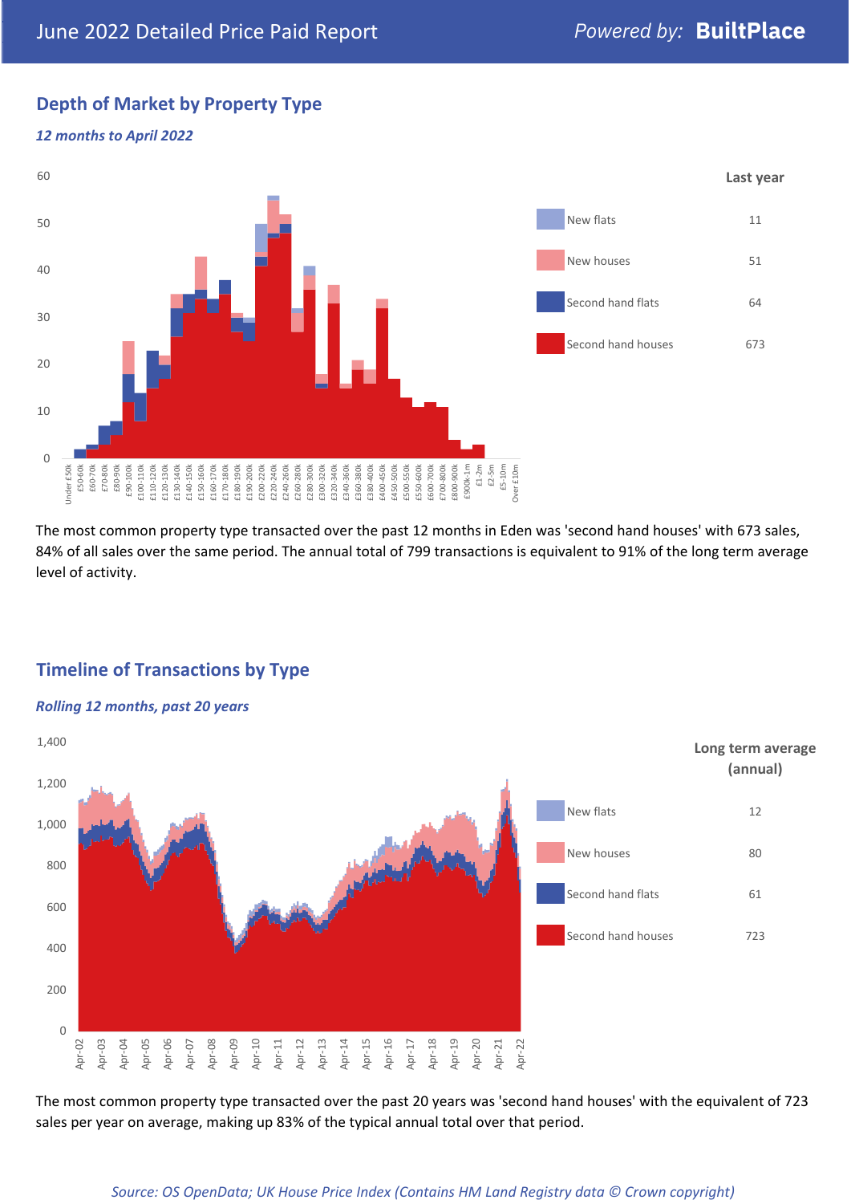June 2022 Detailed Price Paid Report

Powered by: **BuiltPlace**

## Depth of Market by Property Type

*12 months to April 2022*

60
50
40
30
20
10
0

Under £50k, £50-60k, £60-70k, £70-80k, £80-90k, £90-100k, £100-110k, £110-120k, £120-130k, £130-140k, £140-150k, £150-160k, £160-170k, £170-180k, £180-190k, £190-200k, £200-220k, £220-240k, £240-260k, £260-280k, £280-300k, £300-320k, £320-340k, £340-360k, £360-380k, £380-400k, £400-450k, £450-500k, £500-550k, £550-600k, £600-700k, £700-800k, £800-900k, £900k-1m, £1-2m, £2-5m, £5-10m, Over £10m

Last year

New flats 11

New houses 51

Second hand flats 64

Second hand houses 673

The most common property type transacted over the past 12 months in Eden was 'second hand houses' with 673 sales, 84% of all sales over the same period. The annual total of 799 transactions is equivalent to 91% of the long term average level of activity.

## Timeline of Transactions by Type

*Rolling 12 months, past 20 years*

1,400
1,200
1,000
800
600
400
200
0

Apr-02, Apr-03, Apr-04, Apr-05, Apr-06, Apr-07, Apr-08, Apr-09, Apr-10, Apr-11, Apr-12, Apr-13, Apr-14, Apr-15, Apr-16, Apr-17, Apr-18, Apr-19, Apr-20, Apr-21, Apr-22

Long term average (annual)

New flats 12

New houses 80

Second hand flats 61

Second hand houses 723

The most common property type transacted over the past 20 years was 'second hand houses' with the equivalent of 723 sales per year on average, making up 83% of the typical annual total over that period.

*Source: OS OpenData; UK House Price Index (Contains HM Land Registry data © Crown copyright)*